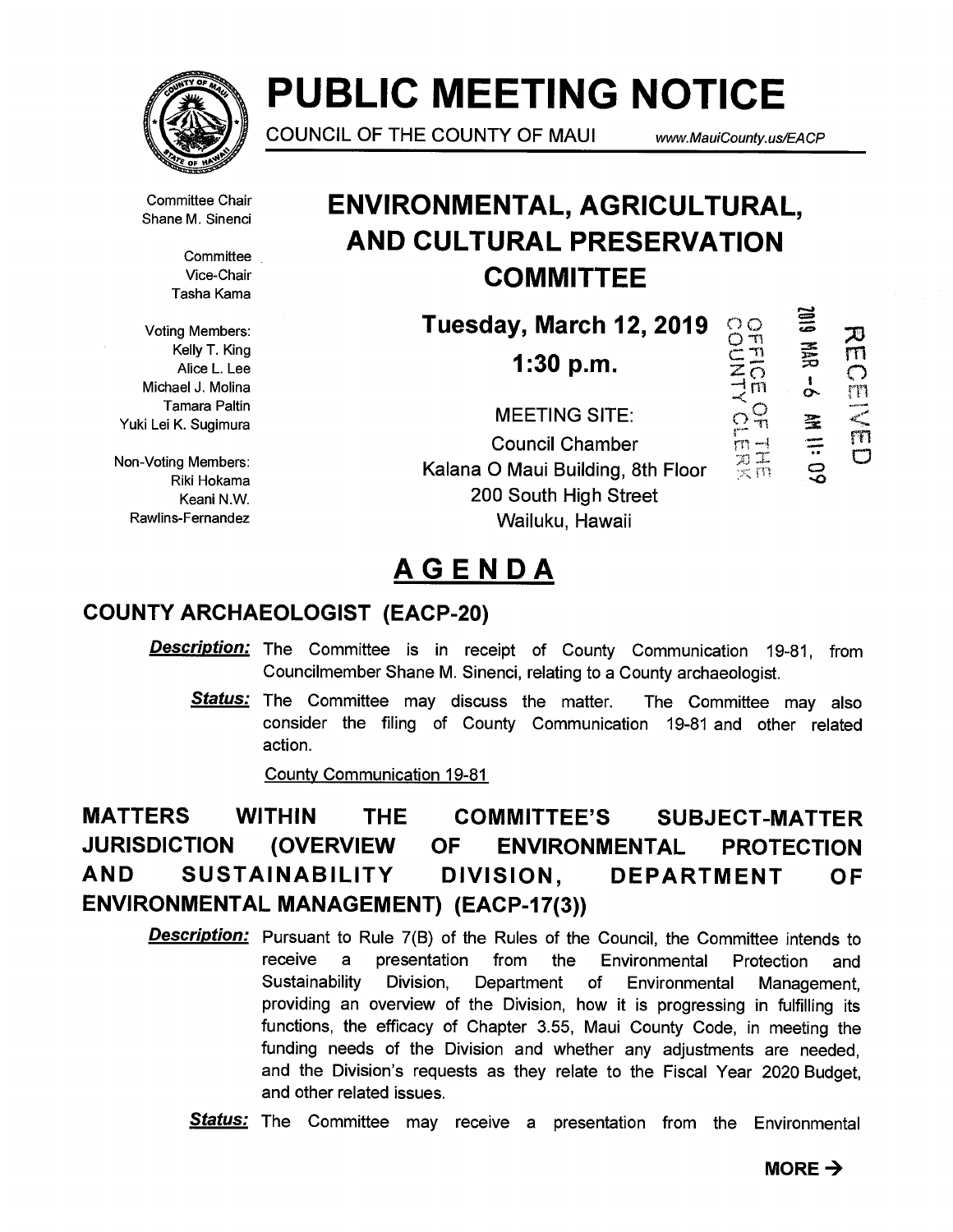# PUBLIC MEETING NOTICE

COUNCIL OF THE COUNTY OF MAUI www.MauiCounty.us/EACP

Committee Chair
Shane M. Sinenci

Committee
Vice-Chair
Tasha Kama

Voting Members:
Kelly T. King
Alice L. Lee
Michael J. Molina
Tamara Paltin
Yuki Lei K. Sugimura

Non-Voting Members:
Riki Hokama
Keani N.W.
Rawlins-Fernandez

## ENVIRONMENTAL, AGRICULTURAL, AND CULTURAL PRESERVATION COMMITTEE

**Tuesday, March 12, 2019**

**1:30 p.m.**

MEETING SITE:
Council Chamber
Kalana O Maui Building, 8th Floor
200 South High Street
Wailuku, Hawaii

OFFICE OF THE COUNTY CLERK
2019 MAR -6 AM 11:09
RECEIVED

# AGENDA

## COUNTY ARCHAEOLOGIST (EACP-20)

***Description:*** The Committee is in receipt of County Communication 19-81, from Councilmember Shane M. Sinenci, relating to a County archaeologist.

***Status:*** The Committee may discuss the matter. The Committee may also consider the filing of County Communication 19-81 and other related action.

County Communication 19-81

## MATTERS WITHIN THE COMMITTEE'S SUBJECT-MATTER JURISDICTION (OVERVIEW OF ENVIRONMENTAL PROTECTION AND SUSTAINABILITY DIVISION, DEPARTMENT OF ENVIRONMENTAL MANAGEMENT) (EACP-17(3))

***Description:*** Pursuant to Rule 7(B) of the Rules of the Council, the Committee intends to receive a presentation from the Environmental Protection and Sustainability Division, Department of Environmental Management, providing an overview of the Division, how it is progressing in fulfilling its functions, the efficacy of Chapter 3.55, Maui County Code, in meeting the funding needs of the Division and whether any adjustments are needed, and the Division's requests as they relate to the Fiscal Year 2020 Budget, and other related issues.

***Status:*** The Committee may receive a presentation from the Environmental

**MORE →**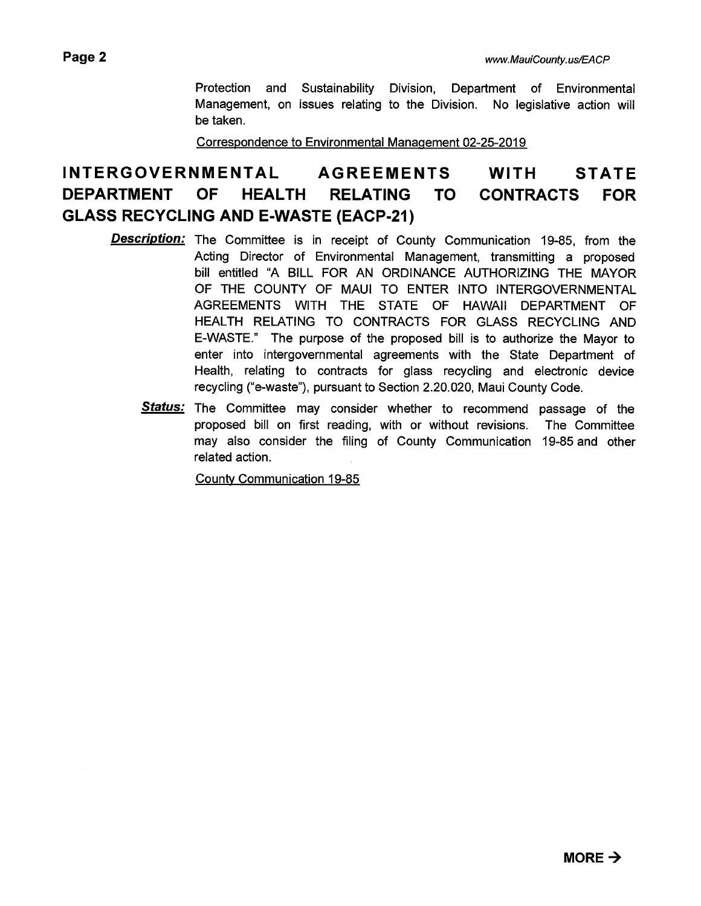Protection and Sustainability Division, Department of Environmental Management, on issues relating to the Division. No legislative action will be taken.

Correspondence to Environmental Management 02-25-2019

## INTERGOVERNMENTAL AGREEMENTS WITH STATE DEPARTMENT OF HEALTH RELATING TO CONTRACTS FOR GLASS RECYCLING AND E-WASTE (EACP-21)

***Description:*** The Committee is in receipt of County Communication 19-85, from the Acting Director of Environmental Management, transmitting a proposed bill entitled "A BILL FOR AN ORDINANCE AUTHORIZING THE MAYOR OF THE COUNTY OF MAUI TO ENTER INTO INTERGOVERNMENTAL AGREEMENTS WITH THE STATE OF HAWAII DEPARTMENT OF HEALTH RELATING TO CONTRACTS FOR GLASS RECYCLING AND E-WASTE." The purpose of the proposed bill is to authorize the Mayor to enter into intergovernmental agreements with the State Department of Health, relating to contracts for glass recycling and electronic device recycling ("e-waste"), pursuant to Section 2.20.020, Maui County Code.

***Status:*** The Committee may consider whether to recommend passage of the proposed bill on first reading, with or without revisions. The Committee may also consider the filing of County Communication 19-85 and other related action.

County Communication 19-85

**MORE →**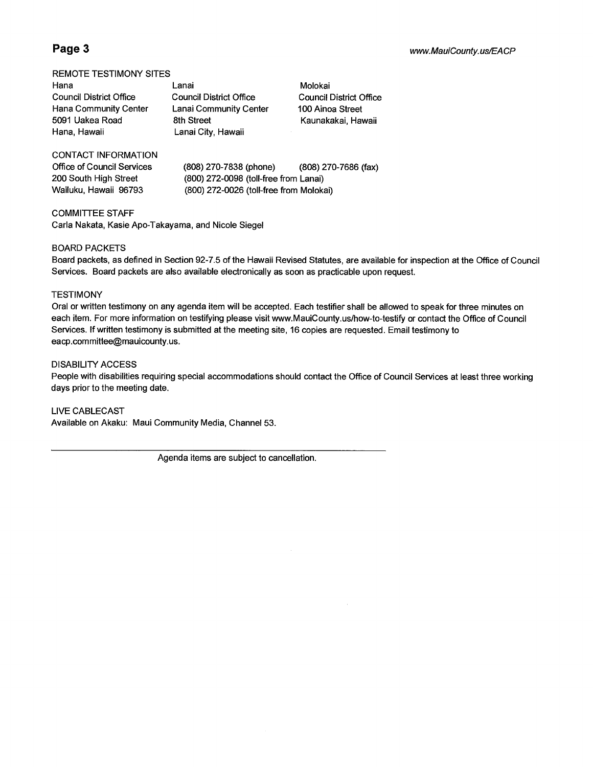REMOTE TESTIMONY SITES

| Hana | Lanai | Molokai |
|---|---|---|
| Council District Office | Council District Office | Council District Office |
| Hana Community Center | Lanai Community Center | 100 Ainoa Street |
| 5091 Uakea Road | 8th Street | Kaunakakai, Hawaii |
| Hana, Hawaii | Lanai City, Hawaii | |

CONTACT INFORMATION

| | | |
|---|---|---|
| Office of Council Services | (808) 270-7838 (phone) | (808) 270-7686 (fax) |
| 200 South High Street | (800) 272-0098 (toll-free from Lanai) | |
| Wailuku, Hawaii 96793 | (800) 272-0026 (toll-free from Molokai) | |

COMMITTEE STAFF

Carla Nakata, Kasie Apo-Takayama, and Nicole Siegel

BOARD PACKETS

Board packets, as defined in Section 92-7.5 of the Hawaii Revised Statutes, are available for inspection at the Office of Council Services. Board packets are also available electronically as soon as practicable upon request.

TESTIMONY

Oral or written testimony on any agenda item will be accepted. Each testifier shall be allowed to speak for three minutes on each item. For more information on testifying please visit www.MauiCounty.us/how-to-testify or contact the Office of Council Services. If written testimony is submitted at the meeting site, 16 copies are requested. Email testimony to eacp.committee@mauicounty.us.

DISABILITY ACCESS

People with disabilities requiring special accommodations should contact the Office of Council Services at least three working days prior to the meeting date.

LIVE CABLECAST

Available on Akaku: Maui Community Media, Channel 53.

---

Agenda items are subject to cancellation.